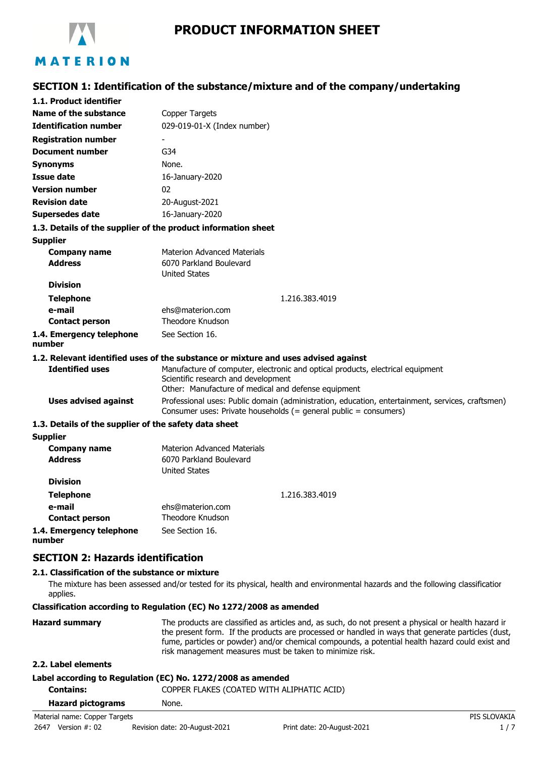# PRODUCT INFORMATION SHEET

## SECTION 1: Identification of the substance/mixture and of the company/undertaking

**1.1. Product identifier**

| | |
|---|---|
| **Name of the substance** | Copper Targets |
| **Identification number** | 029-019-01-X (Index number) |
| **Registration number** | - |
| **Document number** | G34 |
| **Synonyms** | None. |
| **Issue date** | 16-January-2020 |
| **Version number** | 02 |
| **Revision date** | 20-August-2021 |
| **Supersedes date** | 16-January-2020 |

**1.3. Details of the supplier of the product information sheet**

**Supplier**

| | |
|---|---|
| **Company name** | Materion Advanced Materials |
| **Address** | 6070 Parkland Boulevard<br>United States |
| **Division** | |
| **Telephone** | 1.216.383.4019 |
| **e-mail** | ehs@materion.com |
| **Contact person** | Theodore Knudson |
| **1.4. Emergency telephone number** | See Section 16. |

**1.2. Relevant identified uses of the substance or mixture and uses advised against**

| | |
|---|---|
| **Identified uses** | Manufacture of computer, electronic and optical products, electrical equipment<br>Scientific research and development<br>Other: Manufacture of medical and defense equipment |
| **Uses advised against** | Professional uses: Public domain (administration, education, entertainment, services, craftsmen)<br>Consumer uses: Private households (= general public = consumers) |

**1.3. Details of the supplier of the safety data sheet**

**Supplier**

| | |
|---|---|
| **Company name** | Materion Advanced Materials |
| **Address** | 6070 Parkland Boulevard<br>United States |
| **Division** | |
| **Telephone** | 1.216.383.4019 |
| **e-mail** | ehs@materion.com |
| **Contact person** | Theodore Knudson |
| **1.4. Emergency telephone number** | See Section 16. |

## SECTION 2: Hazards identification

**2.1. Classification of the substance or mixture**

The mixture has been assessed and/or tested for its physical, health and environmental hazards and the following classification applies.

**Classification according to Regulation (EC) No 1272/2008 as amended**

| | |
|---|---|
| **Hazard summary** | The products are classified as articles and, as such, do not present a physical or health hazard in the present form. If the products are processed or handled in ways that generate particles (dust, fume, particles or powder) and/or chemical compounds, a potential health hazard could exist and risk management measures must be taken to minimize risk. |

**2.2. Label elements**

**Label according to Regulation (EC) No. 1272/2008 as amended**

| | |
|---|---|
| **Contains:** | COPPER FLAKES (COATED WITH ALIPHATIC ACID) |
| **Hazard pictograms** | None. |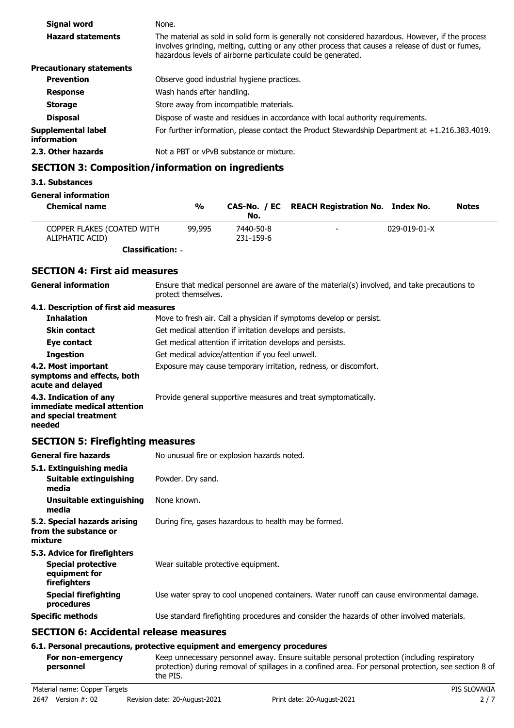| | |
|---|---|
| **Signal word** | None. |
| **Hazard statements** | The material as sold in solid form is generally not considered hazardous. However, if the process involves grinding, melting, cutting or any other process that causes a release of dust or fumes, hazardous levels of airborne particulate could be generated. |
| **Precautionary statements** | |
| **Prevention** | Observe good industrial hygiene practices. |
| **Response** | Wash hands after handling. |
| **Storage** | Store away from incompatible materials. |
| **Disposal** | Dispose of waste and residues in accordance with local authority requirements. |
| **Supplemental label information** | For further information, please contact the Product Stewardship Department at +1.216.383.4019. |
| **2.3. Other hazards** | Not a PBT or vPvB substance or mixture. |

## SECTION 3: Composition/information on ingredients

**3.1. Substances**

**General information**

| Chemical name | % | CAS-No. / EC No. | REACH Registration No. | Index No. | Notes |
|---|---|---|---|---|---|
| COPPER FLAKES (COATED WITH ALIPHATIC ACID) | 99,995 | 7440-50-8 231-159-6 | - | 029-019-01-X | |
| **Classification:** - | | | | | |

## SECTION 4: First aid measures

| | |
|---|---|
| **General information** | Ensure that medical personnel are aware of the material(s) involved, and take precautions to protect themselves. |
| **4.1. Description of first aid measures** | |
| **Inhalation** | Move to fresh air. Call a physician if symptoms develop or persist. |
| **Skin contact** | Get medical attention if irritation develops and persists. |
| **Eye contact** | Get medical attention if irritation develops and persists. |
| **Ingestion** | Get medical advice/attention if you feel unwell. |
| **4.2. Most important symptoms and effects, both acute and delayed** | Exposure may cause temporary irritation, redness, or discomfort. |
| **4.3. Indication of any immediate medical attention and special treatment needed** | Provide general supportive measures and treat symptomatically. |

## SECTION 5: Firefighting measures

| | |
|---|---|
| **General fire hazards** | No unusual fire or explosion hazards noted. |
| **5.1. Extinguishing media** | |
| **Suitable extinguishing media** | Powder. Dry sand. |
| **Unsuitable extinguishing media** | None known. |
| **5.2. Special hazards arising from the substance or mixture** | During fire, gases hazardous to health may be formed. |
| **5.3. Advice for firefighters** | |
| **Special protective equipment for firefighters** | Wear suitable protective equipment. |
| **Special firefighting procedures** | Use water spray to cool unopened containers. Water runoff can cause environmental damage. |
| **Specific methods** | Use standard firefighting procedures and consider the hazards of other involved materials. |

## SECTION 6: Accidental release measures

**6.1. Personal precautions, protective equipment and emergency procedures**

| | |
|---|---|
| **For non-emergency personnel** | Keep unnecessary personnel away. Ensure suitable personal protection (including respiratory protection) during removal of spillages in a confined area. For personal protection, see section 8 of the PIS. |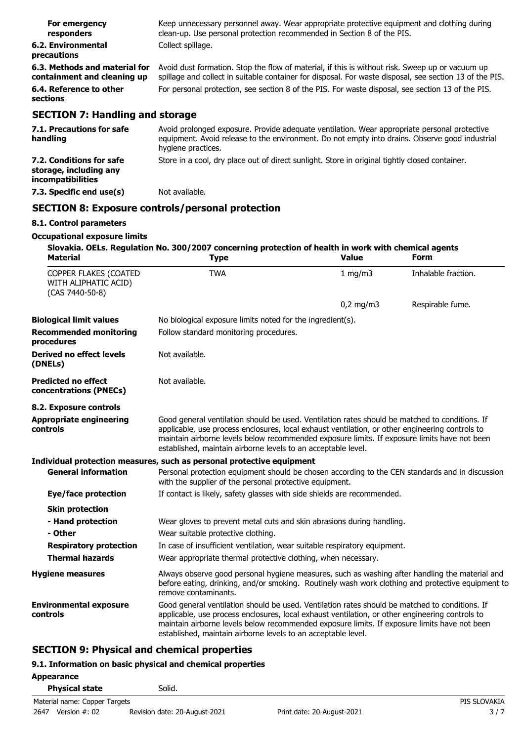**For emergency responders** Keep unnecessary personnel away. Wear appropriate protective equipment and clothing during clean-up. Use personal protection recommended in Section 8 of the PIS.

**6.2. Environmental precautions** Collect spillage.

**6.3. Methods and material for containment and cleaning up** Avoid dust formation. Stop the flow of material, if this is without risk. Sweep up or vacuum up spillage and collect in suitable container for disposal. For waste disposal, see section 13 of the PIS.

**6.4. Reference to other sections** For personal protection, see section 8 of the PIS. For waste disposal, see section 13 of the PIS.

## SECTION 7: Handling and storage

**7.1. Precautions for safe handling** Avoid prolonged exposure. Provide adequate ventilation. Wear appropriate personal protective equipment. Avoid release to the environment. Do not empty into drains. Observe good industrial hygiene practices.

**7.2. Conditions for safe storage, including any incompatibilities** Store in a cool, dry place out of direct sunlight. Store in original tightly closed container.

**7.3. Specific end use(s)** Not available.

## SECTION 8: Exposure controls/personal protection

### 8.1. Control parameters

**Occupational exposure limits**

**Slovakia. OELs. Regulation No. 300/2007 concerning protection of health in work with chemical agents**

| Material | Type | Value | Form |
|---|---|---|---|
| COPPER FLAKES (COATED WITH ALIPHATIC ACID) (CAS 7440-50-8) | TWA | 1 mg/m3 | Inhalable fraction. |
| | | 0,2 mg/m3 | Respirable fume. |

**Biological limit values** No biological exposure limits noted for the ingredient(s).

**Recommended monitoring procedures** Follow standard monitoring procedures.

**Derived no effect levels (DNELs)** Not available.

**Predicted no effect concentrations (PNECs)** Not available.

### 8.2. Exposure controls

**Appropriate engineering controls** Good general ventilation should be used. Ventilation rates should be matched to conditions. If applicable, use process enclosures, local exhaust ventilation, or other engineering controls to maintain airborne levels below recommended exposure limits. If exposure limits have not been established, maintain airborne levels to an acceptable level.

**Individual protection measures, such as personal protective equipment**

**General information** Personal protection equipment should be chosen according to the CEN standards and in discussion with the supplier of the personal protective equipment.

**Eye/face protection** If contact is likely, safety glasses with side shields are recommended.

**Skin protection**

**- Hand protection** Wear gloves to prevent metal cuts and skin abrasions during handling.

**- Other** Wear suitable protective clothing.

**Respiratory protection** In case of insufficient ventilation, wear suitable respiratory equipment.

**Thermal hazards** Wear appropriate thermal protective clothing, when necessary.

**Hygiene measures** Always observe good personal hygiene measures, such as washing after handling the material and before eating, drinking, and/or smoking. Routinely wash work clothing and protective equipment to remove contaminants.

**Environmental exposure controls** Good general ventilation should be used. Ventilation rates should be matched to conditions. If applicable, use process enclosures, local exhaust ventilation, or other engineering controls to maintain airborne levels below recommended exposure limits. If exposure limits have not been established, maintain airborne levels to an acceptable level.

## SECTION 9: Physical and chemical properties

### 9.1. Information on basic physical and chemical properties

**Appearance**

**Physical state** Solid.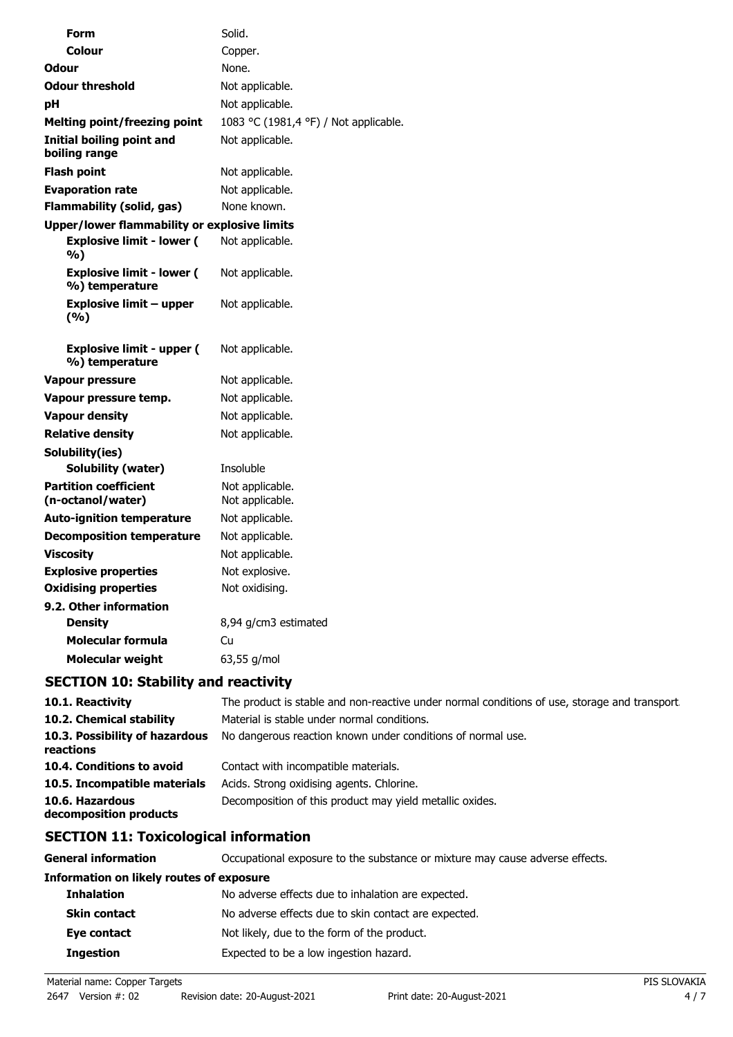| | |
|---|---|
| **Form** | Solid. |
| **Colour** | Copper. |
| **Odour** | None. |
| **Odour threshold** | Not applicable. |
| **pH** | Not applicable. |
| **Melting point/freezing point** | 1083 °C (1981,4 °F) / Not applicable. |
| **Initial boiling point and boiling range** | Not applicable. |
| **Flash point** | Not applicable. |
| **Evaporation rate** | Not applicable. |
| **Flammability (solid, gas)** | None known. |
| **Upper/lower flammability or explosive limits** | |
| **Explosive limit - lower ( %)** | Not applicable. |
| **Explosive limit - lower ( %) temperature** | Not applicable. |
| **Explosive limit – upper (%)** | Not applicable. |
| **Explosive limit - upper ( %) temperature** | Not applicable. |
| **Vapour pressure** | Not applicable. |
| **Vapour pressure temp.** | Not applicable. |
| **Vapour density** | Not applicable. |
| **Relative density** | Not applicable. |
| **Solubility(ies)** | |
| **Solubility (water)** | Insoluble |
| **Partition coefficient (n-octanol/water)** | Not applicable. Not applicable. |
| **Auto-ignition temperature** | Not applicable. |
| **Decomposition temperature** | Not applicable. |
| **Viscosity** | Not applicable. |
| **Explosive properties** | Not explosive. |
| **Oxidising properties** | Not oxidising. |
| **9.2. Other information** | |
| **Density** | 8,94 g/cm3 estimated |
| **Molecular formula** | Cu |
| **Molecular weight** | 63,55 g/mol |

## SECTION 10: Stability and reactivity

| | |
|---|---|
| **10.1. Reactivity** | The product is stable and non-reactive under normal conditions of use, storage and transport. |
| **10.2. Chemical stability** | Material is stable under normal conditions. |
| **10.3. Possibility of hazardous reactions** | No dangerous reaction known under conditions of normal use. |
| **10.4. Conditions to avoid** | Contact with incompatible materials. |
| **10.5. Incompatible materials** | Acids. Strong oxidising agents. Chlorine. |
| **10.6. Hazardous decomposition products** | Decomposition of this product may yield metallic oxides. |

## SECTION 11: Toxicological information

| | |
|---|---|
| **General information** | Occupational exposure to the substance or mixture may cause adverse effects. |
| **Information on likely routes of exposure** | |
| **Inhalation** | No adverse effects due to inhalation are expected. |
| **Skin contact** | No adverse effects due to skin contact are expected. |
| **Eye contact** | Not likely, due to the form of the product. |
| **Ingestion** | Expected to be a low ingestion hazard. |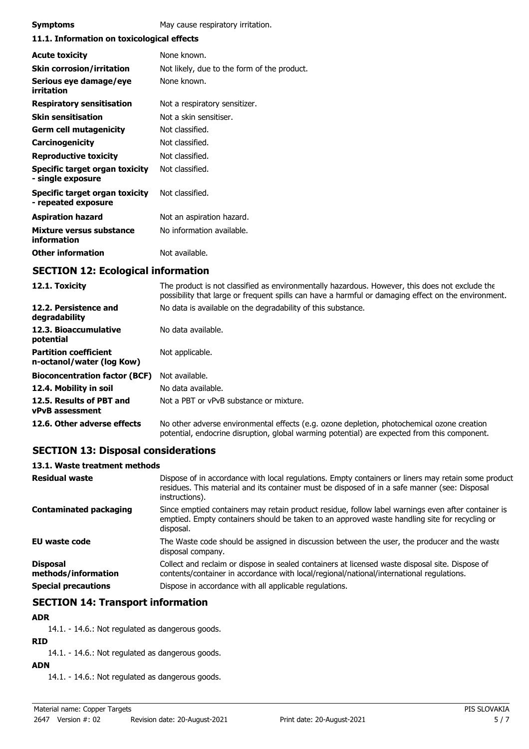**Symptoms** May cause respiratory irritation.

**11.1. Information on toxicological effects**

| | |
|---|---|
| **Acute toxicity** | None known. |
| **Skin corrosion/irritation** | Not likely, due to the form of the product. |
| **Serious eye damage/eye irritation** | None known. |
| **Respiratory sensitisation** | Not a respiratory sensitizer. |
| **Skin sensitisation** | Not a skin sensitiser. |
| **Germ cell mutagenicity** | Not classified. |
| **Carcinogenicity** | Not classified. |
| **Reproductive toxicity** | Not classified. |
| **Specific target organ toxicity - single exposure** | Not classified. |
| **Specific target organ toxicity - repeated exposure** | Not classified. |
| **Aspiration hazard** | Not an aspiration hazard. |
| **Mixture versus substance information** | No information available. |
| **Other information** | Not available. |

## SECTION 12: Ecological information

| | |
|---|---|
| **12.1. Toxicity** | The product is not classified as environmentally hazardous. However, this does not exclude the possibility that large or frequent spills can have a harmful or damaging effect on the environment. |
| **12.2. Persistence and degradability** | No data is available on the degradability of this substance. |
| **12.3. Bioaccumulative potential** | No data available. |
| **Partition coefficient n-octanol/water (log Kow)** | Not applicable. |
| **Bioconcentration factor (BCF)** | Not available. |
| **12.4. Mobility in soil** | No data available. |
| **12.5. Results of PBT and vPvB assessment** | Not a PBT or vPvB substance or mixture. |
| **12.6. Other adverse effects** | No other adverse environmental effects (e.g. ozone depletion, photochemical ozone creation potential, endocrine disruption, global warming potential) are expected from this component. |

## SECTION 13: Disposal considerations

**13.1. Waste treatment methods**

| | |
|---|---|
| **Residual waste** | Dispose of in accordance with local regulations. Empty containers or liners may retain some product residues. This material and its container must be disposed of in a safe manner (see: Disposal instructions). |
| **Contaminated packaging** | Since emptied containers may retain product residue, follow label warnings even after container is emptied. Empty containers should be taken to an approved waste handling site for recycling or disposal. |
| **EU waste code** | The Waste code should be assigned in discussion between the user, the producer and the waste disposal company. |
| **Disposal methods/information** | Collect and reclaim or dispose in sealed containers at licensed waste disposal site. Dispose of contents/container in accordance with local/regional/national/international regulations. |
| **Special precautions** | Dispose in accordance with all applicable regulations. |

## SECTION 14: Transport information

**ADR**

14.1. - 14.6.: Not regulated as dangerous goods.

**RID**

14.1. - 14.6.: Not regulated as dangerous goods.

**ADN**

14.1. - 14.6.: Not regulated as dangerous goods.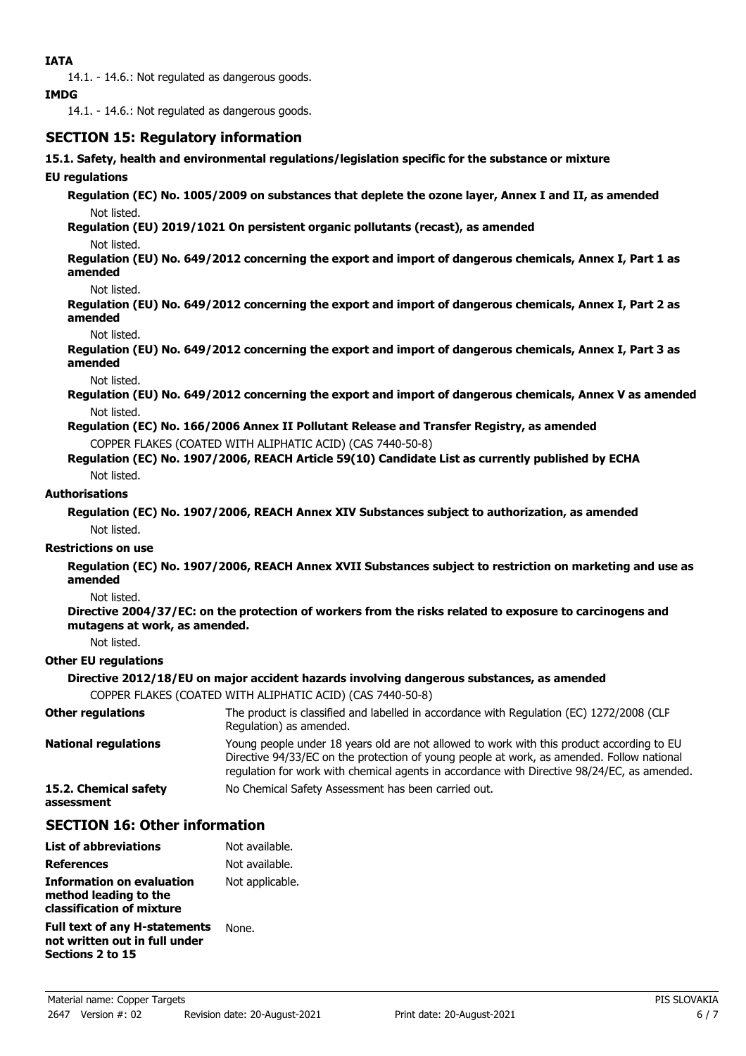**IATA**

14.1. - 14.6.: Not regulated as dangerous goods.

**IMDG**

14.1. - 14.6.: Not regulated as dangerous goods.

## SECTION 15: Regulatory information

**15.1. Safety, health and environmental regulations/legislation specific for the substance or mixture**

**EU regulations**

**Regulation (EC) No. 1005/2009 on substances that deplete the ozone layer, Annex I and II, as amended**

Not listed.

**Regulation (EU) 2019/1021 On persistent organic pollutants (recast), as amended**

Not listed.

**Regulation (EU) No. 649/2012 concerning the export and import of dangerous chemicals, Annex I, Part 1 as amended**

Not listed.

**Regulation (EU) No. 649/2012 concerning the export and import of dangerous chemicals, Annex I, Part 2 as amended**

Not listed.

**Regulation (EU) No. 649/2012 concerning the export and import of dangerous chemicals, Annex I, Part 3 as amended**

Not listed.

**Regulation (EU) No. 649/2012 concerning the export and import of dangerous chemicals, Annex V as amended**

Not listed.

**Regulation (EC) No. 166/2006 Annex II Pollutant Release and Transfer Registry, as amended**

COPPER FLAKES (COATED WITH ALIPHATIC ACID) (CAS 7440-50-8)

**Regulation (EC) No. 1907/2006, REACH Article 59(10) Candidate List as currently published by ECHA**

Not listed.

**Authorisations**

**Regulation (EC) No. 1907/2006, REACH Annex XIV Substances subject to authorization, as amended**

Not listed.

**Restrictions on use**

**Regulation (EC) No. 1907/2006, REACH Annex XVII Substances subject to restriction on marketing and use as amended**

Not listed.

**Directive 2004/37/EC: on the protection of workers from the risks related to exposure to carcinogens and mutagens at work, as amended.**

Not listed.

**Other EU regulations**

**Directive 2012/18/EU on major accident hazards involving dangerous substances, as amended**

COPPER FLAKES (COATED WITH ALIPHATIC ACID) (CAS 7440-50-8)

**Other regulations**: The product is classified and labelled in accordance with Regulation (EC) 1272/2008 (CLP Regulation) as amended.

**National regulations**: Young people under 18 years old are not allowed to work with this product according to EU Directive 94/33/EC on the protection of young people at work, as amended. Follow national regulation for work with chemical agents in accordance with Directive 98/24/EC, as amended.

**15.2. Chemical safety assessment**: No Chemical Safety Assessment has been carried out.

## SECTION 16: Other information

**List of abbreviations**: Not available.

**References**: Not available.

**Information on evaluation method leading to the classification of mixture**: Not applicable.

**Full text of any H-statements not written out in full under Sections 2 to 15**: None.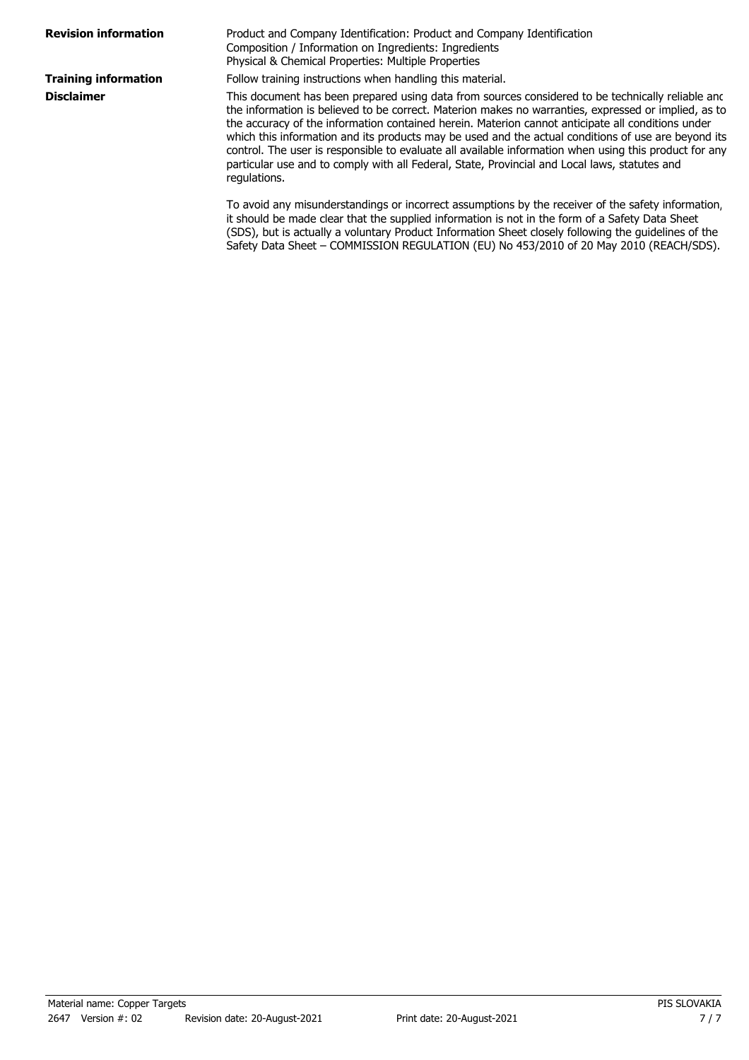**Revision information**

Product and Company Identification: Product and Company Identification
Composition / Information on Ingredients: Ingredients
Physical & Chemical Properties: Multiple Properties

**Training information**

Follow training instructions when handling this material.

**Disclaimer**

This document has been prepared using data from sources considered to be technically reliable and the information is believed to be correct. Materion makes no warranties, expressed or implied, as to the accuracy of the information contained herein. Materion cannot anticipate all conditions under which this information and its products may be used and the actual conditions of use are beyond its control. The user is responsible to evaluate all available information when using this product for any particular use and to comply with all Federal, State, Provincial and Local laws, statutes and regulations.

To avoid any misunderstandings or incorrect assumptions by the receiver of the safety information, it should be made clear that the supplied information is not in the form of a Safety Data Sheet (SDS), but is actually a voluntary Product Information Sheet closely following the guidelines of the Safety Data Sheet – COMMISSION REGULATION (EU) No 453/2010 of 20 May 2010 (REACH/SDS).